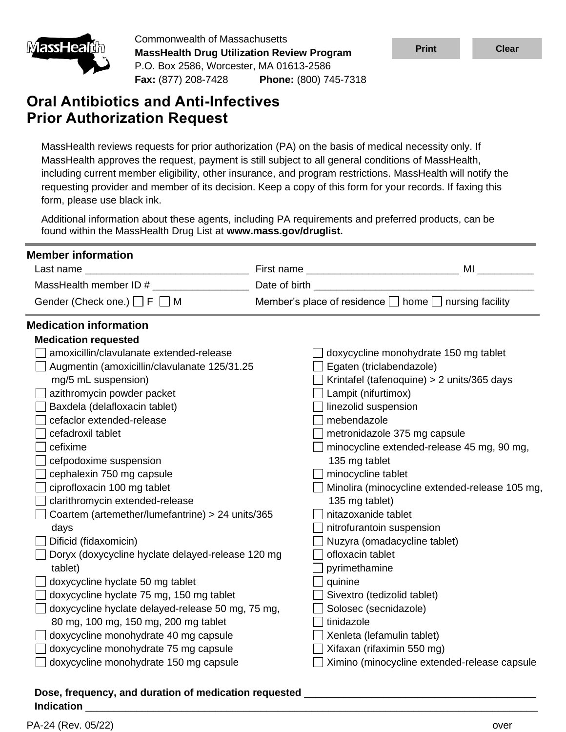Commonwealth of Massachusetts
**MassHealth Drug Utilization Review Program**
P.O. Box 2586, Worcester, MA 01613-2586
**Fax:** (877) 208-7428 **Phone:** (800) 745-7318

# Oral Antibiotics and Anti-Infectives Prior Authorization Request

MassHealth reviews requests for prior authorization (PA) on the basis of medical necessity only. If MassHealth approves the request, payment is still subject to all general conditions of MassHealth, including current member eligibility, other insurance, and program restrictions. MassHealth will notify the requesting provider and member of its decision. Keep a copy of this form for your records. If faxing this form, please use black ink.

Additional information about these agents, including PA requirements and preferred products, can be found within the MassHealth Drug List at **www.mass.gov/druglist.**

## Member information

Last name ____________________________ First name __________________________ MI __________

MassHealth member ID # ________________ Date of birth ______________________________________

Gender (Check one.) ☐ F ☐ M Member's place of residence ☐ home ☐ nursing facility

## Medication information

**Medication requested**

- ☐ amoxicillin/clavulanate extended-release
- ☐ Augmentin (amoxicillin/clavulanate 125/31.25 mg/5 mL suspension)
- ☐ azithromycin powder packet
- ☐ Baxdela (delafloxacin tablet)
- ☐ cefaclor extended-release
- ☐ cefadroxil tablet
- ☐ cefixime
- ☐ cefpodoxime suspension
- ☐ cephalexin 750 mg capsule
- ☐ ciprofloxacin 100 mg tablet
- ☐ clarithromycin extended-release
- ☐ Coartem (artemether/lumefantrine) > 24 units/365 days
- ☐ Dificid (fidaxomicin)
- ☐ Doryx (doxycycline hyclate delayed-release 120 mg tablet)
- ☐ doxycycline hyclate 50 mg tablet
- ☐ doxycycline hyclate 75 mg, 150 mg tablet
- ☐ doxycycline hyclate delayed-release 50 mg, 75 mg, 80 mg, 100 mg, 150 mg, 200 mg tablet
- ☐ doxycycline monohydrate 40 mg capsule
- ☐ doxycycline monohydrate 75 mg capsule
- ☐ doxycycline monohydrate 150 mg capsule
- ☐ doxycycline monohydrate 150 mg tablet
- ☐ Egaten (triclabendazole)
- ☐ Krintafel (tafenoquine) > 2 units/365 days
- ☐ Lampit (nifurtimox)
- ☐ linezolid suspension
- ☐ mebendazole
- ☐ metronidazole 375 mg capsule
- ☐ minocycline extended-release 45 mg, 90 mg, 135 mg tablet
- ☐ minocycline tablet
- ☐ Minolira (minocycline extended-release 105 mg, 135 mg tablet)
- ☐ nitazoxanide tablet
- ☐ nitrofurantoin suspension
- ☐ Nuzyra (omadacycline tablet)
- ☐ ofloxacin tablet
- ☐ pyrimethamine
- ☐ quinine
- ☐ Sivextro (tedizolid tablet)
- ☐ Solosec (secnidazole)
- ☐ tinidazole
- ☐ Xenleta (lefamulin tablet)
- ☐ Xifaxan (rifaximin 550 mg)
- ☐ Ximino (minocycline extended-release capsule

**Dose, frequency, and duration of medication requested** ________________________________________

**Indication** ________________________________________________________________________

PA-24 (Rev. 05/22) over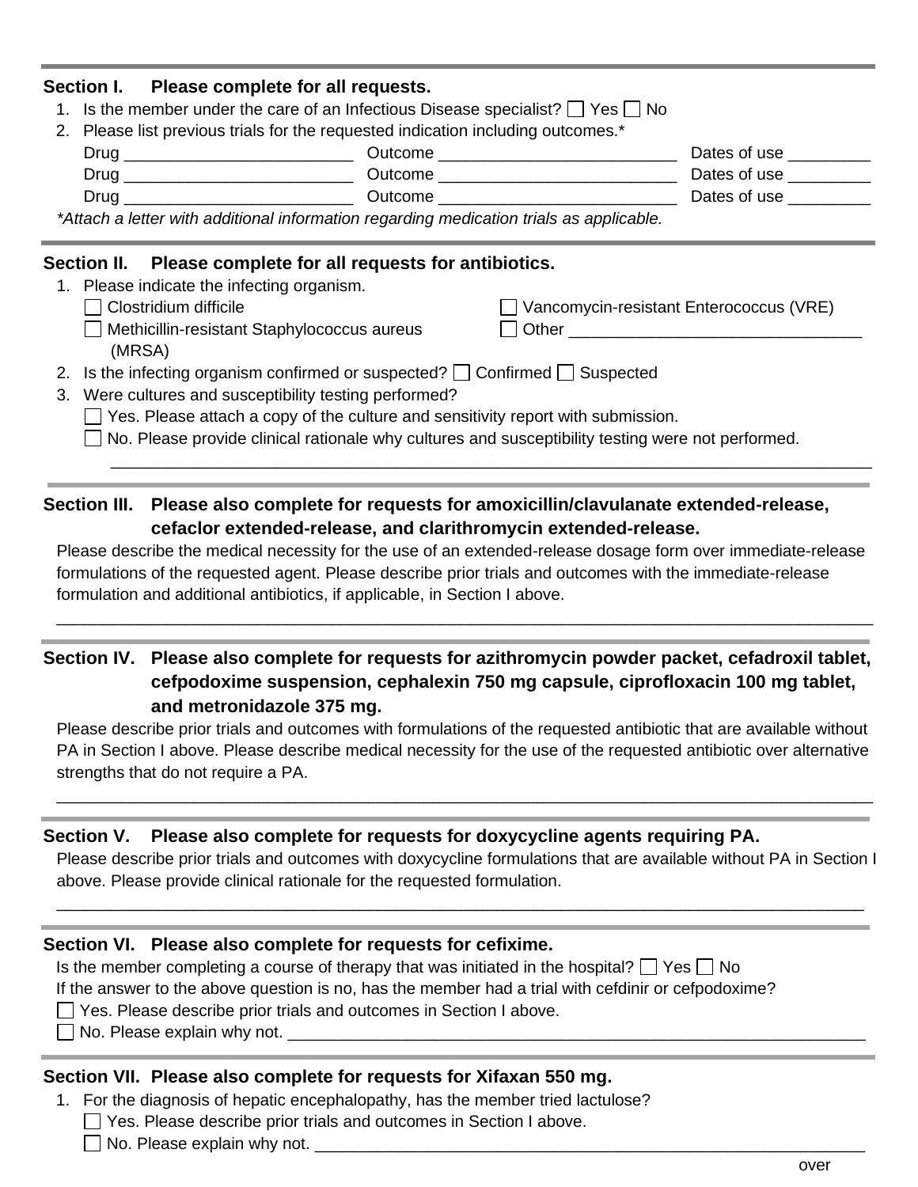## Section I. Please complete for all requests.

1. Is the member under the care of an Infectious Disease specialist? ☐ Yes ☐ No
2. Please list previous trials for the requested indication including outcomes.*

   Drug _________________________ Outcome __________________________ Dates of use _________

   Drug _________________________ Outcome __________________________ Dates of use _________

   Drug _________________________ Outcome __________________________ Dates of use _________

*\*Attach a letter with additional information regarding medication trials as applicable.*

## Section II. Please complete for all requests for antibiotics.

1. Please indicate the infecting organism.

   ☐ Clostridium difficile

   ☐ Vancomycin-resistant Enterococcus (VRE)

   ☐ Methicillin-resistant Staphylococcus aureus (MRSA)

   ☐ Other ________________________________

2. Is the infecting organism confirmed or suspected? ☐ Confirmed ☐ Suspected
3. Were cultures and susceptibility testing performed?

   ☐ Yes. Please attach a copy of the culture and sensitivity report with submission.

   ☐ No. Please provide clinical rationale why cultures and susceptibility testing were not performed.

   ____________________________________________________________________________________

## Section III. Please also complete for requests for amoxicillin/clavulanate extended-release, cefaclor extended-release, and clarithromycin extended-release.

Please describe the medical necessity for the use of an extended-release dosage form over immediate-release formulations of the requested agent. Please describe prior trials and outcomes with the immediate-release formulation and additional antibiotics, if applicable, in Section I above.

____________________________________________________________________________________________

## Section IV. Please also complete for requests for azithromycin powder packet, cefadroxil tablet, cefpodoxime suspension, cephalexin 750 mg capsule, ciprofloxacin 100 mg tablet, and metronidazole 375 mg.

Please describe prior trials and outcomes with formulations of the requested antibiotic that are available without PA in Section I above. Please describe medical necessity for the use of the requested antibiotic over alternative strengths that do not require a PA.

____________________________________________________________________________________________

## Section V. Please also complete for requests for doxycycline agents requiring PA.

Please describe prior trials and outcomes with doxycycline formulations that are available without PA in Section I above. Please provide clinical rationale for the requested formulation.

____________________________________________________________________________________________

## Section VI. Please also complete for requests for cefixime.

Is the member completing a course of therapy that was initiated in the hospital? ☐ Yes ☐ No

If the answer to the above question is no, has the member had a trial with cefdinir or cefpodoxime?

☐ Yes. Please describe prior trials and outcomes in Section I above.

☐ No. Please explain why not. _________________________________________________________________

## Section VII. Please also complete for requests for Xifaxan 550 mg.

1. For the diagnosis of hepatic encephalopathy, has the member tried lactulose?

   ☐ Yes. Please describe prior trials and outcomes in Section I above.

   ☐ No. Please explain why not. ____________________________________________________________

over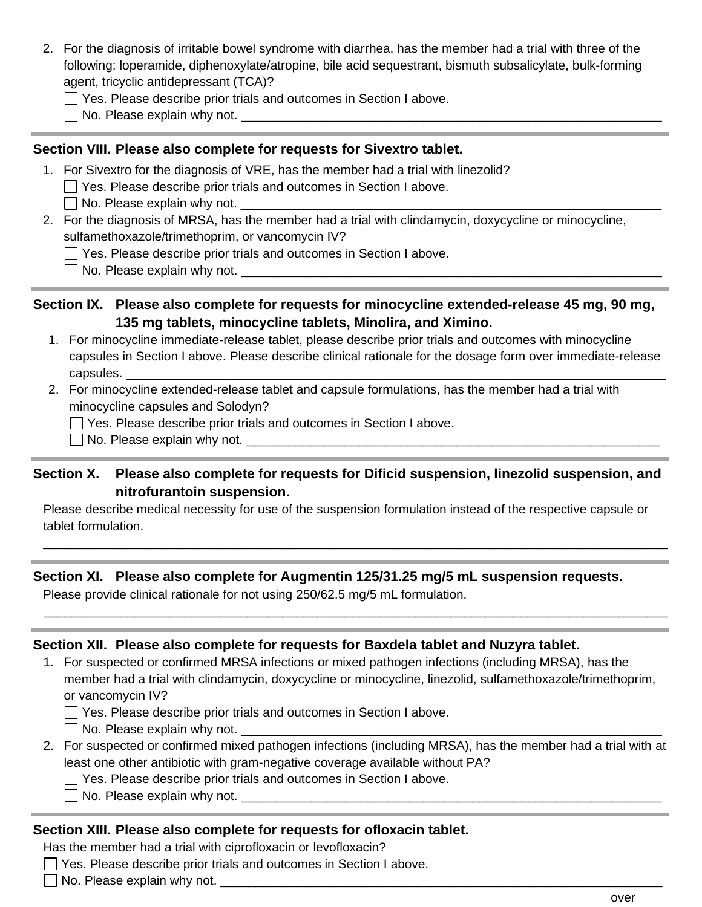2. For the diagnosis of irritable bowel syndrome with diarrhea, has the member had a trial with three of the following: loperamide, diphenoxylate/atropine, bile acid sequestrant, bismuth subsalicylate, bulk-forming agent, tricyclic antidepressant (TCA)?
   - ☐ Yes. Please describe prior trials and outcomes in Section I above.
   - ☐ No. Please explain why not. ____________________________________________________________

## Section VIII. Please also complete for requests for Sivextro tablet.

1. For Sivextro for the diagnosis of VRE, has the member had a trial with linezolid?
   - ☐ Yes. Please describe prior trials and outcomes in Section I above.
   - ☐ No. Please explain why not. ____________________________________________________________
2. For the diagnosis of MRSA, has the member had a trial with clindamycin, doxycycline or minocycline, sulfamethoxazole/trimethoprim, or vancomycin IV?
   - ☐ Yes. Please describe prior trials and outcomes in Section I above.
   - ☐ No. Please explain why not. ____________________________________________________________

## Section IX. Please also complete for requests for minocycline extended-release 45 mg, 90 mg, 135 mg tablets, minocycline tablets, Minolira, and Ximino.

1. For minocycline immediate-release tablet, please describe prior trials and outcomes with minocycline capsules in Section I above. Please describe clinical rationale for the dosage form over immediate-release capsules. ____________________________________________________________
2. For minocycline extended-release tablet and capsule formulations, has the member had a trial with minocycline capsules and Solodyn?
   - ☐ Yes. Please describe prior trials and outcomes in Section I above.
   - ☐ No. Please explain why not. ____________________________________________________________

## Section X. Please also complete for requests for Dificid suspension, linezolid suspension, and nitrofurantoin suspension.

Please describe medical necessity for use of the suspension formulation instead of the respective capsule or tablet formulation.

____________________________________________________________

## Section XI. Please also complete for Augmentin 125/31.25 mg/5 mL suspension requests.

Please provide clinical rationale for not using 250/62.5 mg/5 mL formulation.

____________________________________________________________

## Section XII. Please also complete for requests for Baxdela tablet and Nuzyra tablet.

1. For suspected or confirmed MRSA infections or mixed pathogen infections (including MRSA), has the member had a trial with clindamycin, doxycycline or minocycline, linezolid, sulfamethoxazole/trimethoprim, or vancomycin IV?
   - ☐ Yes. Please describe prior trials and outcomes in Section I above.
   - ☐ No. Please explain why not. ____________________________________________________________
2. For suspected or confirmed mixed pathogen infections (including MRSA), has the member had a trial with at least one other antibiotic with gram-negative coverage available without PA?
   - ☐ Yes. Please describe prior trials and outcomes in Section I above.
   - ☐ No. Please explain why not. ____________________________________________________________

## Section XIII. Please also complete for requests for ofloxacin tablet.

Has the member had a trial with ciprofloxacin or levofloxacin?

- ☐ Yes. Please describe prior trials and outcomes in Section I above.
- ☐ No. Please explain why not. ____________________________________________________________

over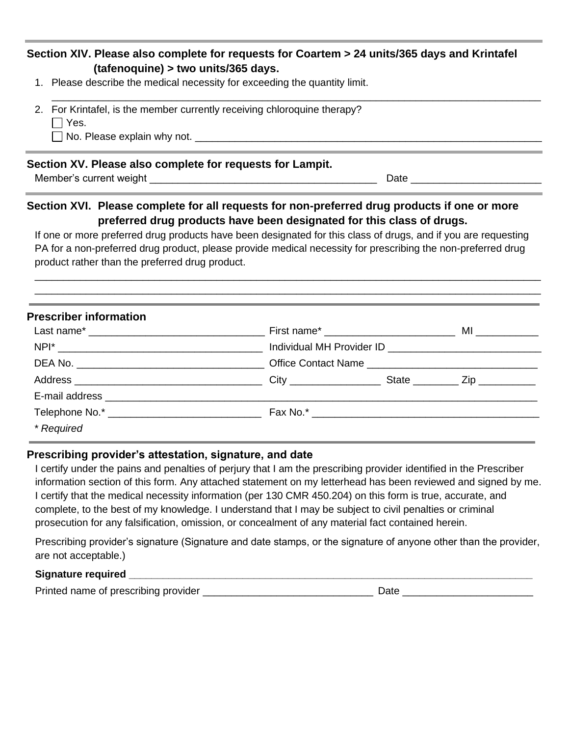## Section XIV. Please also complete for requests for Coartem > 24 units/365 days and Krintafel (tafenoquine) > two units/365 days.

1. Please describe the medical necessity for exceeding the quantity limit.

_______________________________________________________________________________

2. For Krintafel, is the member currently receiving chloroquine therapy?
   - ☐ Yes.
   - ☐ No. Please explain why not. ______________________________________________

## Section XV. Please also complete for requests for Lampit.

Member's current weight ______________________________ Date ____________________

## Section XVI. Please complete for all requests for non-preferred drug products if one or more preferred drug products have been designated for this class of drugs.

If one or more preferred drug products have been designated for this class of drugs, and if you are requesting PA for a non-preferred drug product, please provide medical necessity for prescribing the non-preferred drug product rather than the preferred drug product.

_______________________________________________________________________________

_______________________________________________________________________________

## Prescriber information

Last name* ______________________________ First name* ____________________ MI __________

NPI* ______________________________ Individual MH Provider ID ______________________

DEA No. ______________________________ Office Contact Name ______________________

Address ______________________________ City ______________ State ________ Zip __________

E-mail address _______________________________________________________________

Telephone No.* ______________________________ Fax No.* ______________________________

*\* Required*

## Prescribing provider's attestation, signature, and date

I certify under the pains and penalties of perjury that I am the prescribing provider identified in the Prescriber information section of this form. Any attached statement on my letterhead has been reviewed and signed by me. I certify that the medical necessity information (per 130 CMR 450.204) on this form is true, accurate, and complete, to the best of my knowledge. I understand that I may be subject to civil penalties or criminal prosecution for any falsification, omission, or concealment of any material fact contained herein.

Prescribing provider's signature (Signature and date stamps, or the signature of anyone other than the provider, are not acceptable.)

**Signature required** _______________________________________________________________

Printed name of prescribing provider ______________________________ Date ____________________